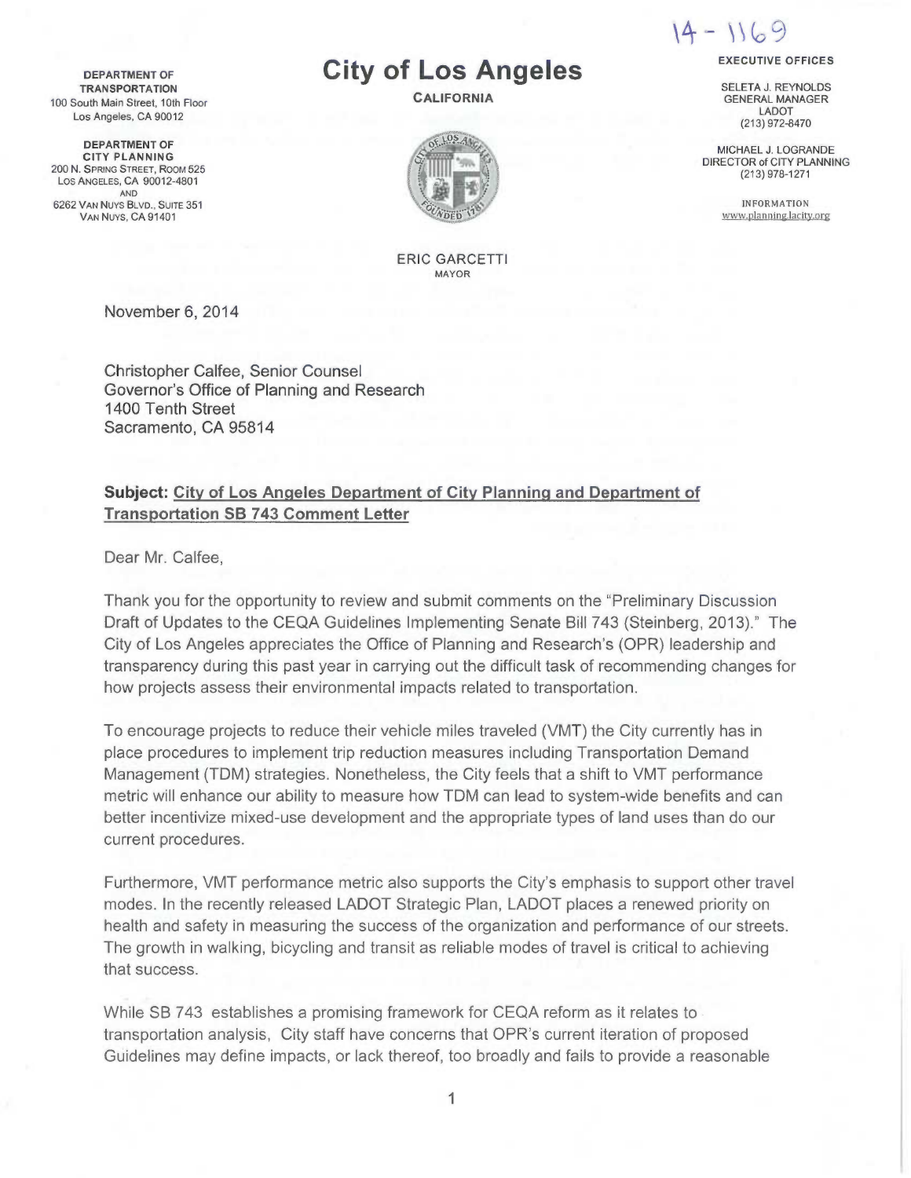14 - 1169

**DEPARTMENT OF TRANSPORTATION**
100 South Main Street, 10th Floor
Los Angeles, CA 90012

**DEPARTMENT OF CITY PLANNING**
200 N. SPRING STREET, ROOM 525
LOS ANGELES, CA 90012-4801
AND
6262 VAN NUYS BLVD., SUITE 351
VAN NUYS, CA 91401

# City of Los Angeles

**CALIFORNIA**

ERIC GARCETTI
MAYOR

**EXECUTIVE OFFICES**

SELETA J. REYNOLDS
GENERAL MANAGER
LADOT
(213) 972-8470

MICHAEL J. LOGRANDE
DIRECTOR of CITY PLANNING
(213) 978-1271

INFORMATION
www.planning.lacity.org

November 6, 2014

Christopher Calfee, Senior Counsel
Governor's Office of Planning and Research
1400 Tenth Street
Sacramento, CA 95814

**Subject: City of Los Angeles Department of City Planning and Department of Transportation SB 743 Comment Letter**

Dear Mr. Calfee,

Thank you for the opportunity to review and submit comments on the "Preliminary Discussion Draft of Updates to the CEQA Guidelines Implementing Senate Bill 743 (Steinberg, 2013)." The City of Los Angeles appreciates the Office of Planning and Research's (OPR) leadership and transparency during this past year in carrying out the difficult task of recommending changes for how projects assess their environmental impacts related to transportation.

To encourage projects to reduce their vehicle miles traveled (VMT) the City currently has in place procedures to implement trip reduction measures including Transportation Demand Management (TDM) strategies. Nonetheless, the City feels that a shift to VMT performance metric will enhance our ability to measure how TDM can lead to system-wide benefits and can better incentivize mixed-use development and the appropriate types of land uses than do our current procedures.

Furthermore, VMT performance metric also supports the City's emphasis to support other travel modes. In the recently released LADOT Strategic Plan, LADOT places a renewed priority on health and safety in measuring the success of the organization and performance of our streets. The growth in walking, bicycling and transit as reliable modes of travel is critical to achieving that success.

While SB 743 establishes a promising framework for CEQA reform as it relates to transportation analysis, City staff have concerns that OPR's current iteration of proposed Guidelines may define impacts, or lack thereof, too broadly and fails to provide a reasonable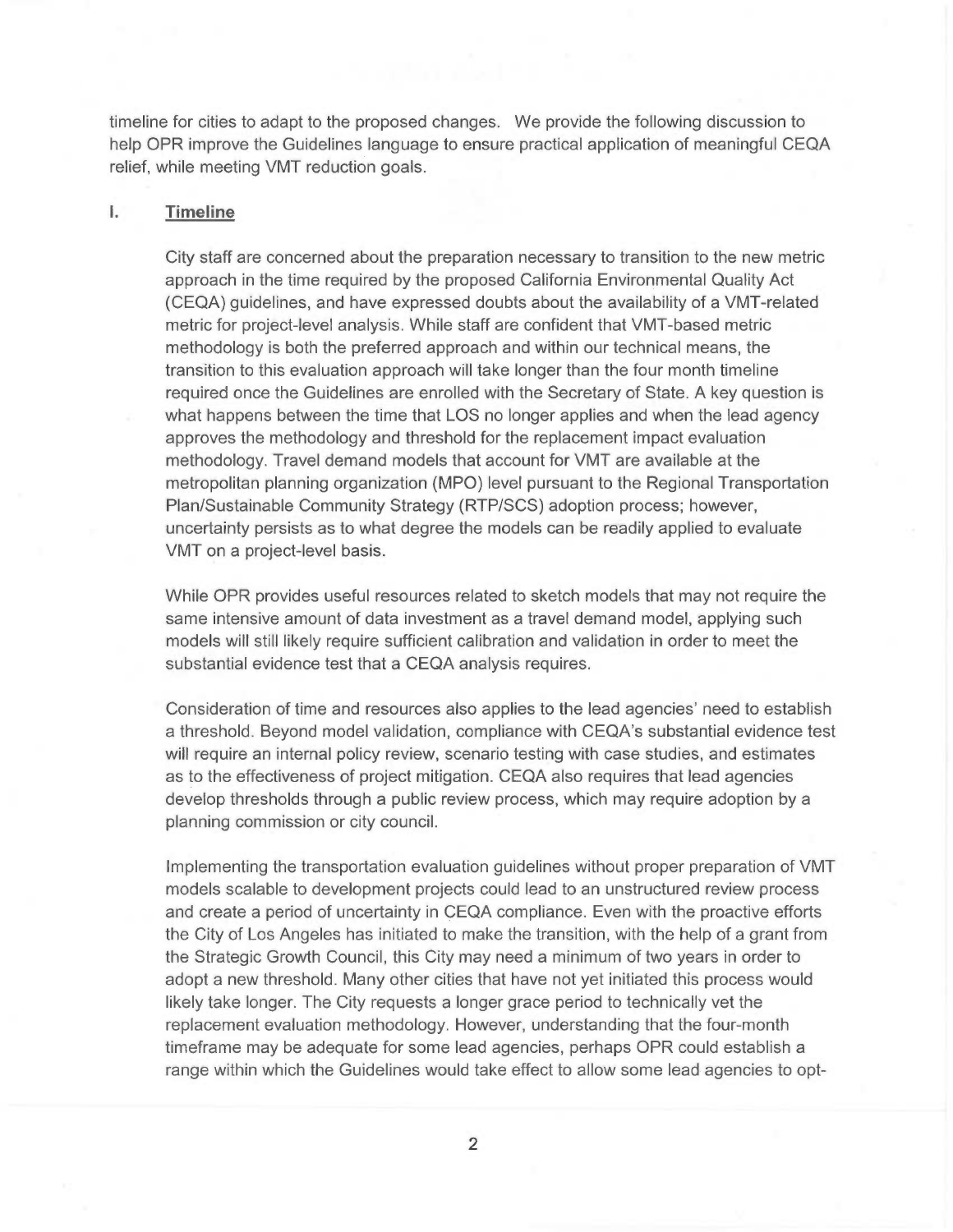timeline for cities to adapt to the proposed changes. We provide the following discussion to help OPR improve the Guidelines language to ensure practical application of meaningful CEQA relief, while meeting VMT reduction goals.

## I. Timeline

City staff are concerned about the preparation necessary to transition to the new metric approach in the time required by the proposed California Environmental Quality Act (CEQA) guidelines, and have expressed doubts about the availability of a VMT-related metric for project-level analysis. While staff are confident that VMT-based metric methodology is both the preferred approach and within our technical means, the transition to this evaluation approach will take longer than the four month timeline required once the Guidelines are enrolled with the Secretary of State. A key question is what happens between the time that LOS no longer applies and when the lead agency approves the methodology and threshold for the replacement impact evaluation methodology. Travel demand models that account for VMT are available at the metropolitan planning organization (MPO) level pursuant to the Regional Transportation Plan/Sustainable Community Strategy (RTP/SCS) adoption process; however, uncertainty persists as to what degree the models can be readily applied to evaluate VMT on a project-level basis.

While OPR provides useful resources related to sketch models that may not require the same intensive amount of data investment as a travel demand model, applying such models will still likely require sufficient calibration and validation in order to meet the substantial evidence test that a CEQA analysis requires.

Consideration of time and resources also applies to the lead agencies' need to establish a threshold. Beyond model validation, compliance with CEQA's substantial evidence test will require an internal policy review, scenario testing with case studies, and estimates as to the effectiveness of project mitigation. CEQA also requires that lead agencies develop thresholds through a public review process, which may require adoption by a planning commission or city council.

Implementing the transportation evaluation guidelines without proper preparation of VMT models scalable to development projects could lead to an unstructured review process and create a period of uncertainty in CEQA compliance. Even with the proactive efforts the City of Los Angeles has initiated to make the transition, with the help of a grant from the Strategic Growth Council, this City may need a minimum of two years in order to adopt a new threshold. Many other cities that have not yet initiated this process would likely take longer. The City requests a longer grace period to technically vet the replacement evaluation methodology. However, understanding that the four-month timeframe may be adequate for some lead agencies, perhaps OPR could establish a range within which the Guidelines would take effect to allow some lead agencies to opt-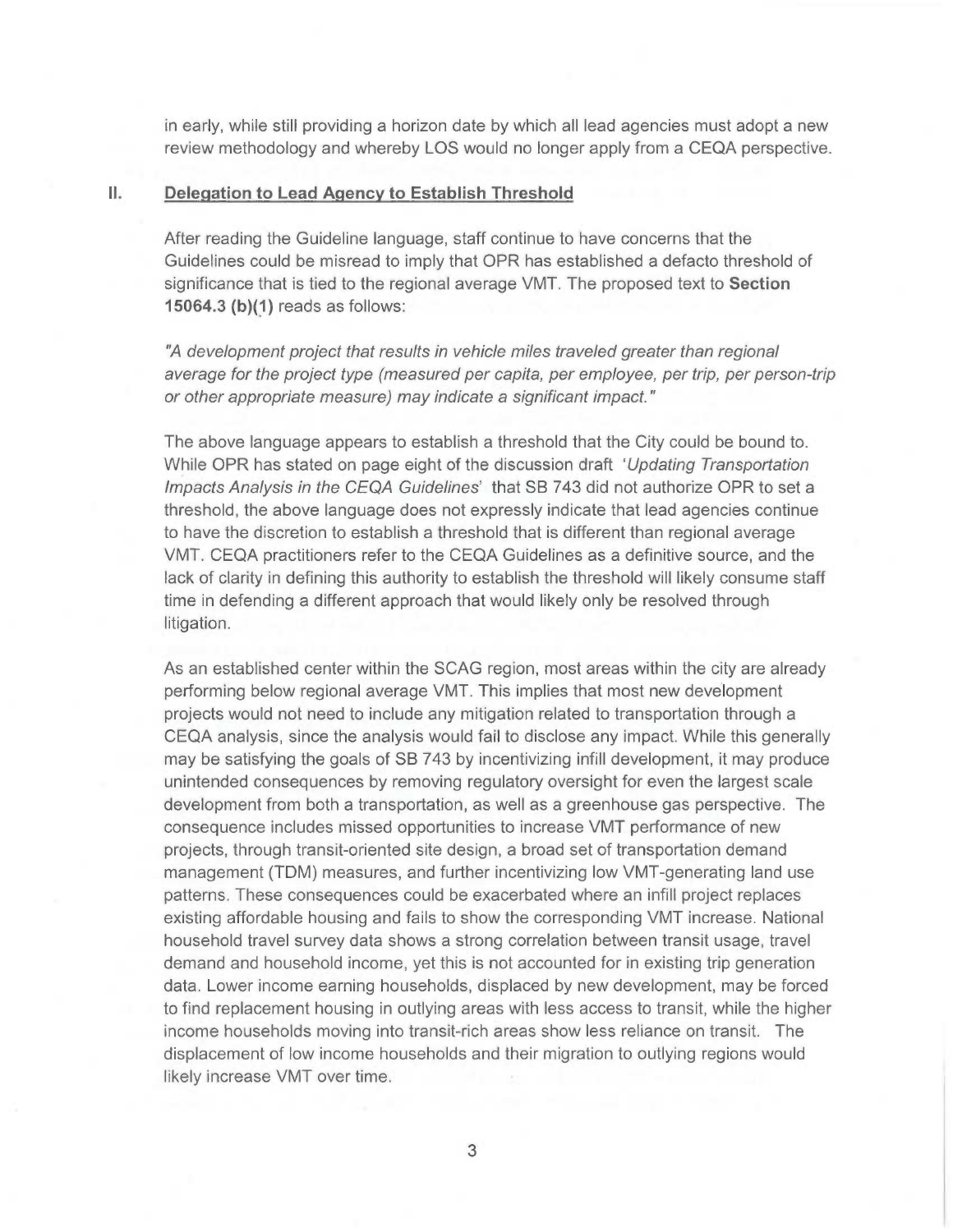in early, while still providing a horizon date by which all lead agencies must adopt a new review methodology and whereby LOS would no longer apply from a CEQA perspective.

## II. <u>Delegation to Lead Agency to Establish Threshold</u>

After reading the Guideline language, staff continue to have concerns that the Guidelines could be misread to imply that OPR has established a defacto threshold of significance that is tied to the regional average VMT. The proposed text to **Section 15064.3 (b)(1)** reads as follows:

*"A development project that results in vehicle miles traveled greater than regional average for the project type (measured per capita, per employee, per trip, per person-trip or other appropriate measure) may indicate a significant impact."*

The above language appears to establish a threshold that the City could be bound to. While OPR has stated on page eight of the discussion draft '*Updating Transportation Impacts Analysis in the CEQA Guidelines*' that SB 743 did not authorize OPR to set a threshold, the above language does not expressly indicate that lead agencies continue to have the discretion to establish a threshold that is different than regional average VMT. CEQA practitioners refer to the CEQA Guidelines as a definitive source, and the lack of clarity in defining this authority to establish the threshold will likely consume staff time in defending a different approach that would likely only be resolved through litigation.

As an established center within the SCAG region, most areas within the city are already performing below regional average VMT. This implies that most new development projects would not need to include any mitigation related to transportation through a CEQA analysis, since the analysis would fail to disclose any impact. While this generally may be satisfying the goals of SB 743 by incentivizing infill development, it may produce unintended consequences by removing regulatory oversight for even the largest scale development from both a transportation, as well as a greenhouse gas perspective. The consequence includes missed opportunities to increase VMT performance of new projects, through transit-oriented site design, a broad set of transportation demand management (TDM) measures, and further incentivizing low VMT-generating land use patterns. These consequences could be exacerbated where an infill project replaces existing affordable housing and fails to show the corresponding VMT increase. National household travel survey data shows a strong correlation between transit usage, travel demand and household income, yet this is not accounted for in existing trip generation data. Lower income earning households, displaced by new development, may be forced to find replacement housing in outlying areas with less access to transit, while the higher income households moving into transit-rich areas show less reliance on transit. The displacement of low income households and their migration to outlying regions would likely increase VMT over time.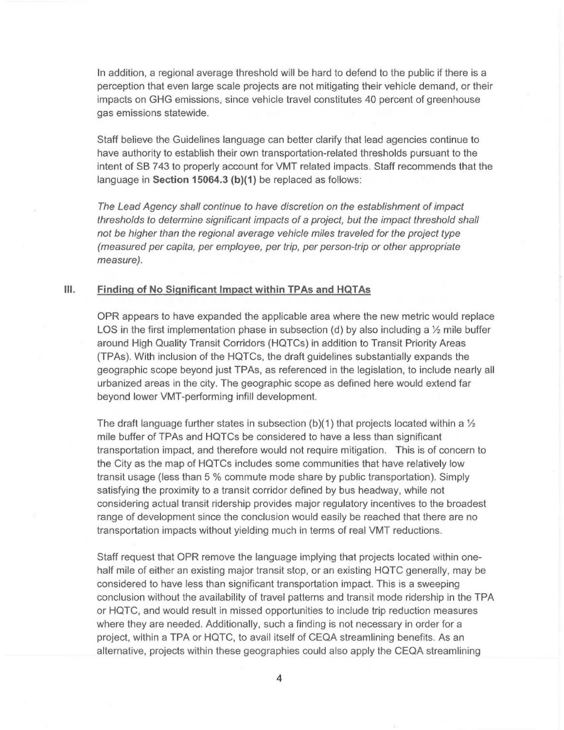In addition, a regional average threshold will be hard to defend to the public if there is a perception that even large scale projects are not mitigating their vehicle demand, or their impacts on GHG emissions, since vehicle travel constitutes 40 percent of greenhouse gas emissions statewide.

Staff believe the Guidelines language can better clarify that lead agencies continue to have authority to establish their own transportation-related thresholds pursuant to the intent of SB 743 to properly account for VMT related impacts. Staff recommends that the language in **Section 15064.3 (b)(1)** be replaced as follows:

*The Lead Agency shall continue to have discretion on the establishment of impact thresholds to determine significant impacts of a project, but the impact threshold shall not be higher than the regional average vehicle miles traveled for the project type (measured per capita, per employee, per trip, per person-trip or other appropriate measure).*

## III. Finding of No Significant Impact within TPAs and HQTAs

OPR appears to have expanded the applicable area where the new metric would replace LOS in the first implementation phase in subsection (d) by also including a ½ mile buffer around High Quality Transit Corridors (HQTCs) in addition to Transit Priority Areas (TPAs). With inclusion of the HQTCs, the draft guidelines substantially expands the geographic scope beyond just TPAs, as referenced in the legislation, to include nearly all urbanized areas in the city. The geographic scope as defined here would extend far beyond lower VMT-performing infill development.

The draft language further states in subsection (b)(1) that projects located within a ½ mile buffer of TPAs and HQTCs be considered to have a less than significant transportation impact, and therefore would not require mitigation. This is of concern to the City as the map of HQTCs includes some communities that have relatively low transit usage (less than 5 % commute mode share by public transportation). Simply satisfying the proximity to a transit corridor defined by bus headway, while not considering actual transit ridership provides major regulatory incentives to the broadest range of development since the conclusion would easily be reached that there are no transportation impacts without yielding much in terms of real VMT reductions.

Staff request that OPR remove the language implying that projects located within one-half mile of either an existing major transit stop, or an existing HQTC generally, may be considered to have less than significant transportation impact. This is a sweeping conclusion without the availability of travel patterns and transit mode ridership in the TPA or HQTC, and would result in missed opportunities to include trip reduction measures where they are needed. Additionally, such a finding is not necessary in order for a project, within a TPA or HQTC, to avail itself of CEQA streamlining benefits. As an alternative, projects within these geographies could also apply the CEQA streamlining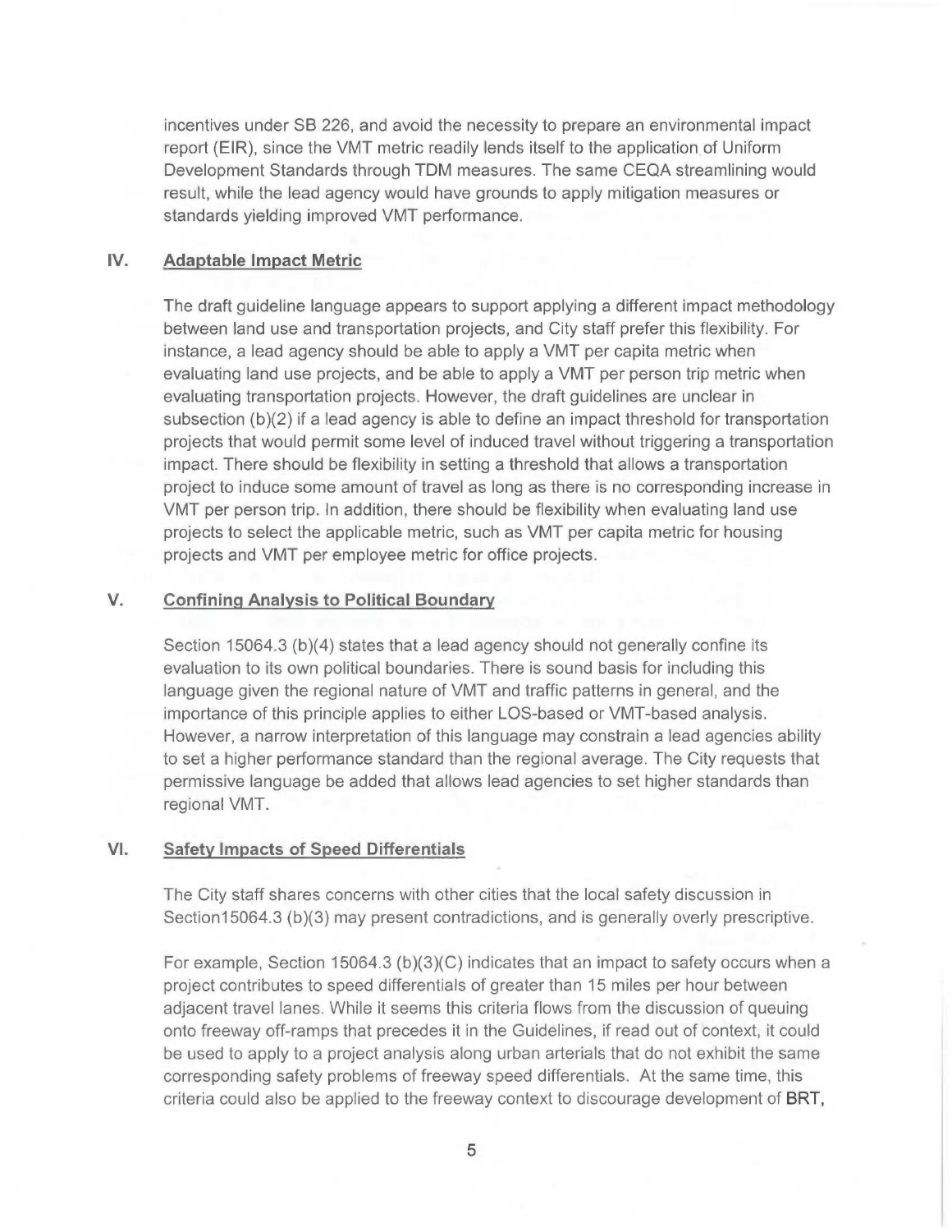incentives under SB 226, and avoid the necessity to prepare an environmental impact report (EIR), since the VMT metric readily lends itself to the application of Uniform Development Standards through TDM measures. The same CEQA streamlining would result, while the lead agency would have grounds to apply mitigation measures or standards yielding improved VMT performance.

## IV. Adaptable Impact Metric

The draft guideline language appears to support applying a different impact methodology between land use and transportation projects, and City staff prefer this flexibility. For instance, a lead agency should be able to apply a VMT per capita metric when evaluating land use projects, and be able to apply a VMT per person trip metric when evaluating transportation projects. However, the draft guidelines are unclear in subsection (b)(2) if a lead agency is able to define an impact threshold for transportation projects that would permit some level of induced travel without triggering a transportation impact. There should be flexibility in setting a threshold that allows a transportation project to induce some amount of travel as long as there is no corresponding increase in VMT per person trip. In addition, there should be flexibility when evaluating land use projects to select the applicable metric, such as VMT per capita metric for housing projects and VMT per employee metric for office projects.

## V. Confining Analysis to Political Boundary

Section 15064.3 (b)(4) states that a lead agency should not generally confine its evaluation to its own political boundaries. There is sound basis for including this language given the regional nature of VMT and traffic patterns in general, and the importance of this principle applies to either LOS-based or VMT-based analysis. However, a narrow interpretation of this language may constrain a lead agencies ability to set a higher performance standard than the regional average. The City requests that permissive language be added that allows lead agencies to set higher standards than regional VMT.

## VI. Safety Impacts of Speed Differentials

The City staff shares concerns with other cities that the local safety discussion in Section15064.3 (b)(3) may present contradictions, and is generally overly prescriptive.

For example, Section 15064.3 (b)(3)(C) indicates that an impact to safety occurs when a project contributes to speed differentials of greater than 15 miles per hour between adjacent travel lanes. While it seems this criteria flows from the discussion of queuing onto freeway off-ramps that precedes it in the Guidelines, if read out of context, it could be used to apply to a project analysis along urban arterials that do not exhibit the same corresponding safety problems of freeway speed differentials. At the same time, this criteria could also be applied to the freeway context to discourage development of BRT,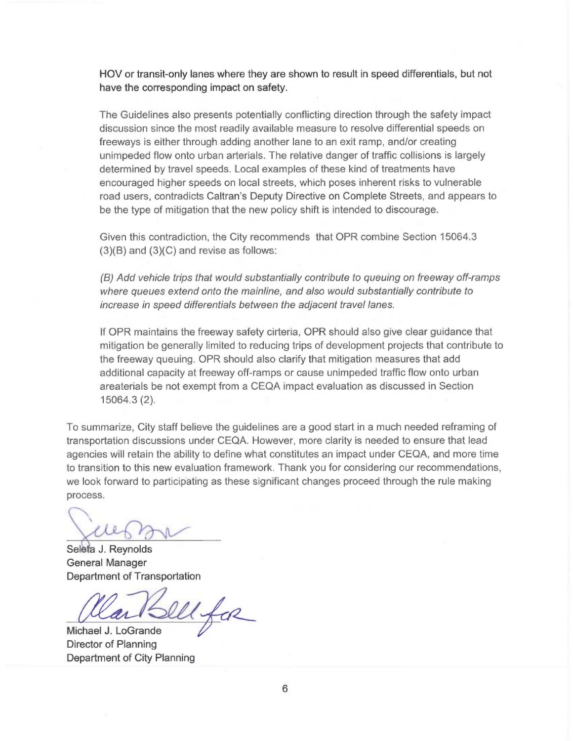HOV or transit-only lanes where they are shown to result in speed differentials, but not have the corresponding impact on safety.

The Guidelines also presents potentially conflicting direction through the safety impact discussion since the most readily available measure to resolve differential speeds on freeways is either through adding another lane to an exit ramp, and/or creating unimpeded flow onto urban arterials. The relative danger of traffic collisions is largely determined by travel speeds. Local examples of these kind of treatments have encouraged higher speeds on local streets, which poses inherent risks to vulnerable road users, contradicts Caltran's Deputy Directive on Complete Streets, and appears to be the type of mitigation that the new policy shift is intended to discourage.

Given this contradiction, the City recommends that OPR combine Section 15064.3 (3)(B) and (3)(C) and revise as follows:

*(B) Add vehicle trips that would substantially contribute to queuing on freeway off-ramps where queues extend onto the mainline, and also would substantially contribute to increase in speed differentials between the adjacent travel lanes.*

If OPR maintains the freeway safety cirteria, OPR should also give clear guidance that mitigation be generally limited to reducing trips of development projects that contribute to the freeway queuing. OPR should also clarify that mitigation measures that add additional capacity at freeway off-ramps or cause unimpeded traffic flow onto urban areaterials be not exempt from a CEQA impact evaluation as discussed in Section 15064.3 (2).

To summarize, City staff believe the guidelines are a good start in a much needed reframing of transportation discussions under CEQA. However, more clarity is needed to ensure that lead agencies will retain the ability to define what constitutes an impact under CEQA, and more time to transition to this new evaluation framework. Thank you for considering our recommendations, we look forward to participating as these significant changes proceed through the rule making process.

Seleta J. Reynolds
General Manager
Department of Transportation

Michael J. LoGrande
Director of Planning
Department of City Planning